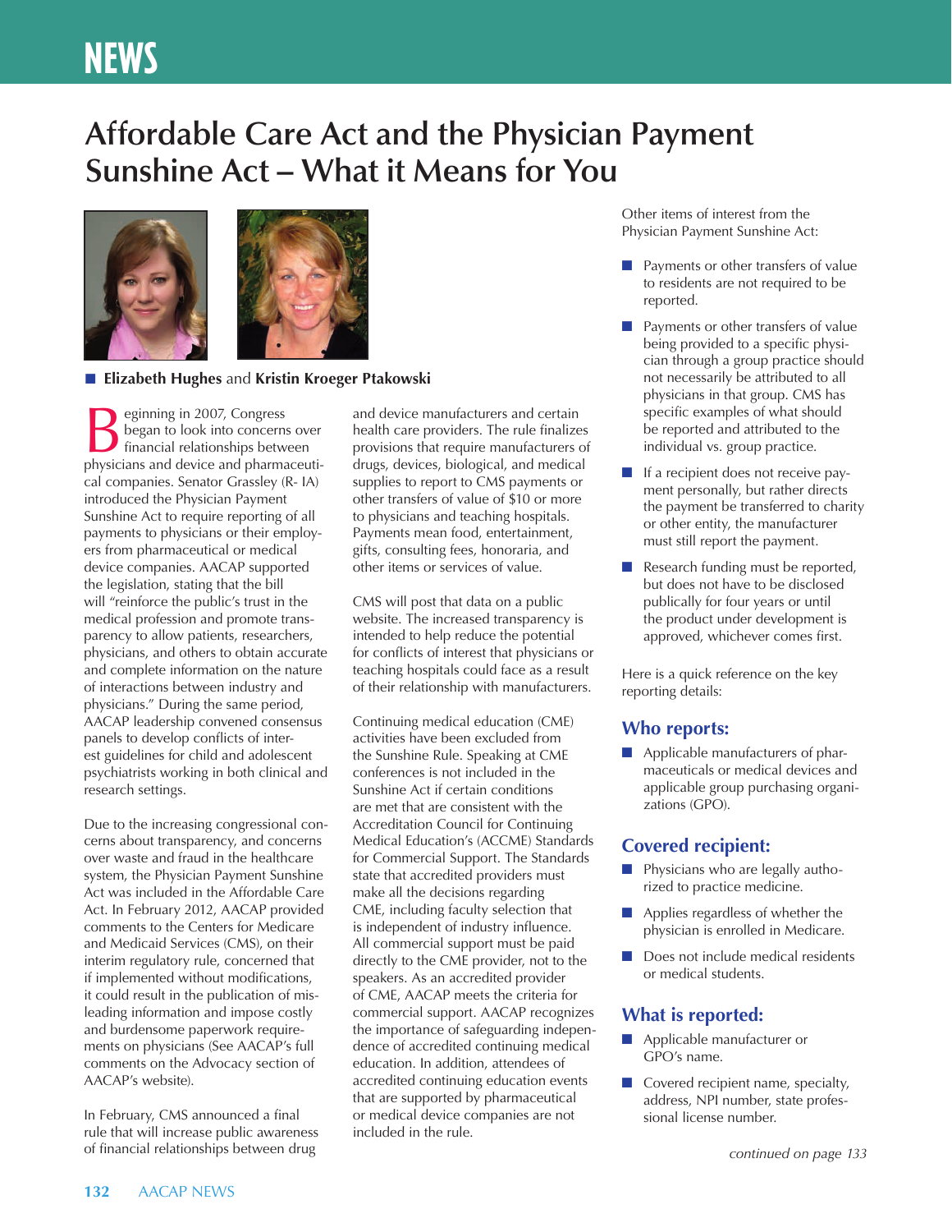# Affordable Care Act and the Physician Payment Sunshine Act – What it Means for You

**Elizabeth Hughes** and **Kristin Kroeger Ptakowski**

Beginning in 2007, Congress began to look into concerns over financial relationships between physicians and device and pharmaceutical companies. Senator Grassley (R- IA) introduced the Physician Payment Sunshine Act to require reporting of all payments to physicians or their employers from pharmaceutical or medical device companies. AACAP supported the legislation, stating that the bill will "reinforce the public's trust in the medical profession and promote transparency to allow patients, researchers, physicians, and others to obtain accurate and complete information on the nature of interactions between industry and physicians." During the same period, AACAP leadership convened consensus panels to develop conflicts of interest guidelines for child and adolescent psychiatrists working in both clinical and research settings.

Due to the increasing congressional concerns about transparency, and concerns over waste and fraud in the healthcare system, the Physician Payment Sunshine Act was included in the Affordable Care Act. In February 2012, AACAP provided comments to the Centers for Medicare and Medicaid Services (CMS), on their interim regulatory rule, concerned that if implemented without modifications, it could result in the publication of misleading information and impose costly and burdensome paperwork requirements on physicians (See AACAP's full comments on the Advocacy section of AACAP's website).

In February, CMS announced a final rule that will increase public awareness of financial relationships between drug and device manufacturers and certain health care providers. The rule finalizes provisions that require manufacturers of drugs, devices, biological, and medical supplies to report to CMS payments or other transfers of value of $10 or more to physicians and teaching hospitals. Payments mean food, entertainment, gifts, consulting fees, honoraria, and other items or services of value.

CMS will post that data on a public website. The increased transparency is intended to help reduce the potential for conflicts of interest that physicians or teaching hospitals could face as a result of their relationship with manufacturers.

Continuing medical education (CME) activities have been excluded from the Sunshine Rule. Speaking at CME conferences is not included in the Sunshine Act if certain conditions are met that are consistent with the Accreditation Council for Continuing Medical Education's (ACCME) Standards for Commercial Support. The Standards state that accredited providers must make all the decisions regarding CME, including faculty selection that is independent of industry influence. All commercial support must be paid directly to the CME provider, not to the speakers. As an accredited provider of CME, AACAP meets the criteria for commercial support. AACAP recognizes the importance of safeguarding independence of accredited continuing medical education. In addition, attendees of accredited continuing education events that are supported by pharmaceutical or medical device companies are not included in the rule.

Other items of interest from the Physician Payment Sunshine Act:

- Payments or other transfers of value to residents are not required to be reported.
- Payments or other transfers of value being provided to a specific physician through a group practice should not necessarily be attributed to all physicians in that group. CMS has specific examples of what should be reported and attributed to the individual vs. group practice.
- If a recipient does not receive payment personally, but rather directs the payment be transferred to charity or other entity, the manufacturer must still report the payment.
- Research funding must be reported, but does not have to be disclosed publically for four years or until the product under development is approved, whichever comes first.

Here is a quick reference on the key reporting details:

## Who reports:

- Applicable manufacturers of pharmaceuticals or medical devices and applicable group purchasing organizations (GPO).

## Covered recipient:

- Physicians who are legally authorized to practice medicine.
- Applies regardless of whether the physician is enrolled in Medicare.
- Does not include medical residents or medical students.

## What is reported:

- Applicable manufacturer or GPO's name.
- Covered recipient name, specialty, address, NPI number, state professional license number.

*continued on page 133*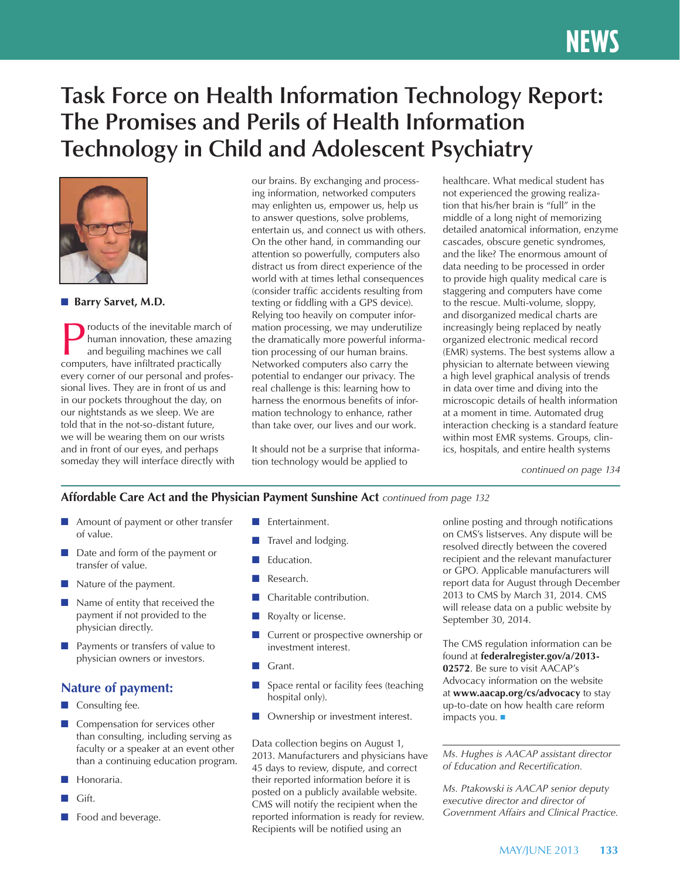# Task Force on Health Information Technology Report: The Promises and Perils of Health Information Technology in Child and Adolescent Psychiatry

■ **Barry Sarvet, M.D.**

Products of the inevitable march of human innovation, these amazing and beguiling machines we call computers, have infiltrated practically every corner of our personal and professional lives. They are in front of us and in our pockets throughout the day, on our nightstands as we sleep. We are told that in the not-so-distant future, we will be wearing them on our wrists and in front of our eyes, and perhaps someday they will interface directly with our brains. By exchanging and processing information, networked computers may enlighten us, empower us, help us to answer questions, solve problems, entertain us, and connect us with others. On the other hand, in commanding our attention so powerfully, computers also distract us from direct experience of the world with at times lethal consequences (consider traffic accidents resulting from texting or fiddling with a GPS device). Relying too heavily on computer information processing, we may underutilize the dramatically more powerful information processing of our human brains. Networked computers also carry the potential to endanger our privacy. The real challenge is this: learning how to harness the enormous benefits of information technology to enhance, rather than take over, our lives and our work.

It should not be a surprise that information technology would be applied to healthcare. What medical student has not experienced the growing realization that his/her brain is "full" in the middle of a long night of memorizing detailed anatomical information, enzyme cascades, obscure genetic syndromes, and the like? The enormous amount of data needing to be processed in order to provide high quality medical care is staggering and computers have come to the rescue. Multi-volume, sloppy, and disorganized medical charts are increasingly being replaced by neatly organized electronic medical record (EMR) systems. The best systems allow a physician to alternate between viewing a high level graphical analysis of trends in data over time and diving into the microscopic details of health information at a moment in time. Automated drug interaction checking is a standard feature within most EMR systems. Groups, clinics, hospitals, and entire health systems

*continued on page 134*

---

## Affordable Care Act and the Physician Payment Sunshine Act *continued from page 132*

- Amount of payment or other transfer of value.
- Date and form of the payment or transfer of value.
- Nature of the payment.
- Name of entity that received the payment if not provided to the physician directly.
- Payments or transfers of value to physician owners or investors.

### Nature of payment:

- Consulting fee.
- Compensation for services other than consulting, including serving as faculty or a speaker at an event other than a continuing education program.
- Honoraria.
- Gift.
- Food and beverage.
- Entertainment.
- Travel and lodging.
- Education.
- Research.
- Charitable contribution.
- Royalty or license.
- Current or prospective ownership or investment interest.
- Grant.
- Space rental or facility fees (teaching hospital only).
- Ownership or investment interest.

Data collection begins on August 1, 2013. Manufacturers and physicians have 45 days to review, dispute, and correct their reported information before it is posted on a publicly available website. CMS will notify the recipient when the reported information is ready for review. Recipients will be notified using an online posting and through notifications on CMS's listserves. Any dispute will be resolved directly between the covered recipient and the relevant manufacturer or GPO. Applicable manufacturers will report data for August through December 2013 to CMS by March 31, 2014. CMS will release data on a public website by September 30, 2014.

The CMS regulation information can be found at **federalregister.gov/a/2013-02572**. Be sure to visit AACAP's Advocacy information on the website at **www.aacap.org/cs/advocacy** to stay up-to-date on how health care reform impacts you. ■

*Ms. Hughes is AACAP assistant director of Education and Recertification.*

*Ms. Ptakowski is AACAP senior deputy executive director and director of Government Affairs and Clinical Practice.*